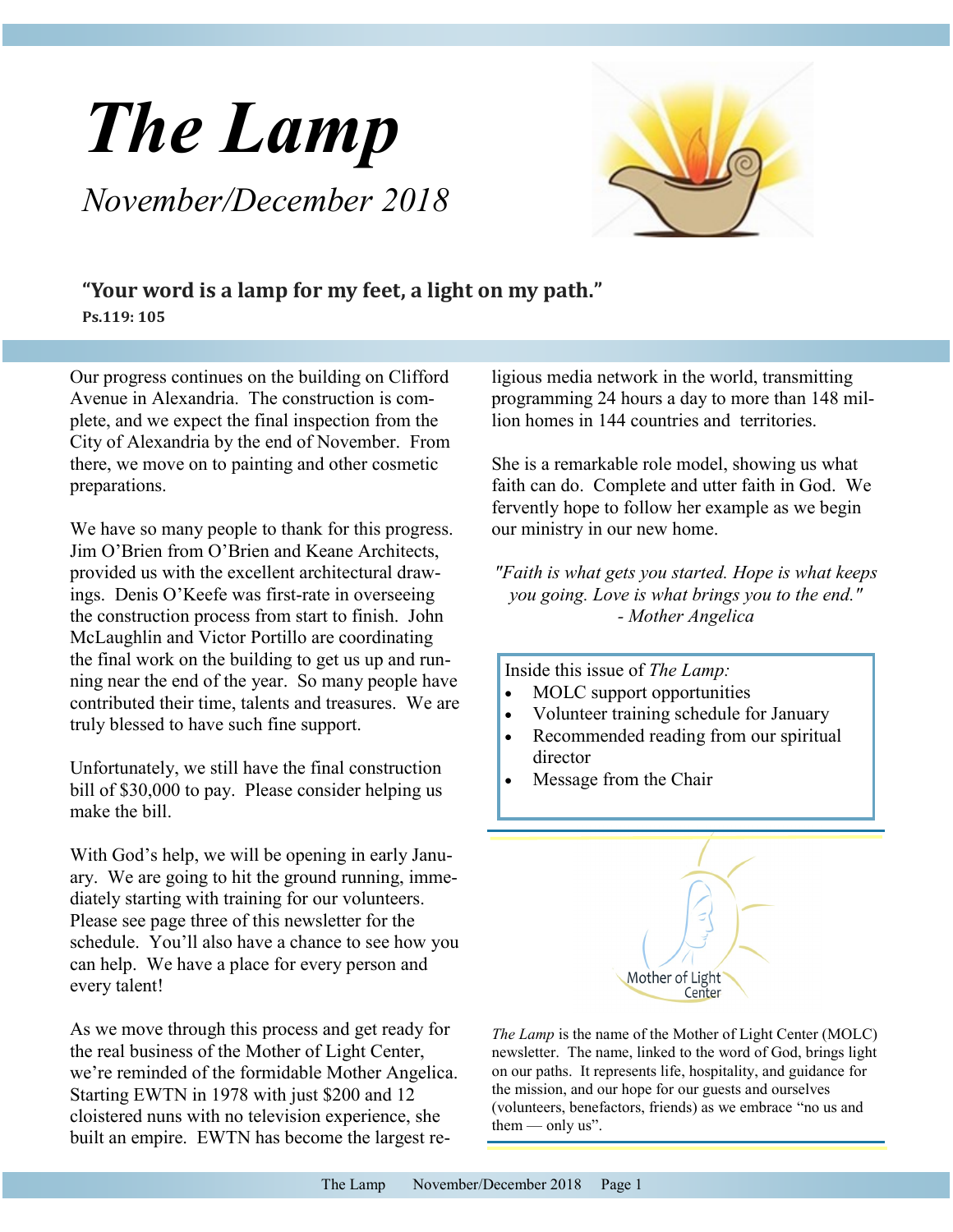# The Lamp

*November/December 2018*

**"Your word is a lamp for my feet, a light on my path."**
**Ps.119: 105**

Our progress continues on the building on Clifford Avenue in Alexandria. The construction is complete, and we expect the final inspection from the City of Alexandria by the end of November. From there, we move on to painting and other cosmetic preparations.

We have so many people to thank for this progress. Jim O'Brien from O'Brien and Keane Architects, provided us with the excellent architectural drawings. Denis O'Keefe was first-rate in overseeing the construction process from start to finish. John McLaughlin and Victor Portillo are coordinating the final work on the building to get us up and running near the end of the year. So many people have contributed their time, talents and treasures. We are truly blessed to have such fine support.

Unfortunately, we still have the final construction bill of $30,000 to pay. Please consider helping us make the bill.

With God's help, we will be opening in early January. We are going to hit the ground running, immediately starting with training for our volunteers. Please see page three of this newsletter for the schedule. You'll also have a chance to see how you can help. We have a place for every person and every talent!

As we move through this process and get ready for the real business of the Mother of Light Center, we're reminded of the formidable Mother Angelica. Starting EWTN in 1978 with just $200 and 12 cloistered nuns with no television experience, she built an empire. EWTN has become the largest religious media network in the world, transmitting programming 24 hours a day to more than 148 million homes in 144 countries and territories.

She is a remarkable role model, showing us what faith can do. Complete and utter faith in God. We fervently hope to follow her example as we begin our ministry in our new home.

*"Faith is what gets you started. Hope is what keeps you going. Love is what brings you to the end."*
*- Mother Angelica*

Inside this issue of *The Lamp:*

- MOLC support opportunities
- Volunteer training schedule for January
- Recommended reading from our spiritual director
- Message from the Chair

Mother of Light Center

*The Lamp* is the name of the Mother of Light Center (MOLC) newsletter. The name, linked to the word of God, brings light on our paths. It represents life, hospitality, and guidance for the mission, and our hope for our guests and ourselves (volunteers, benefactors, friends) as we embrace "no us and them — only us".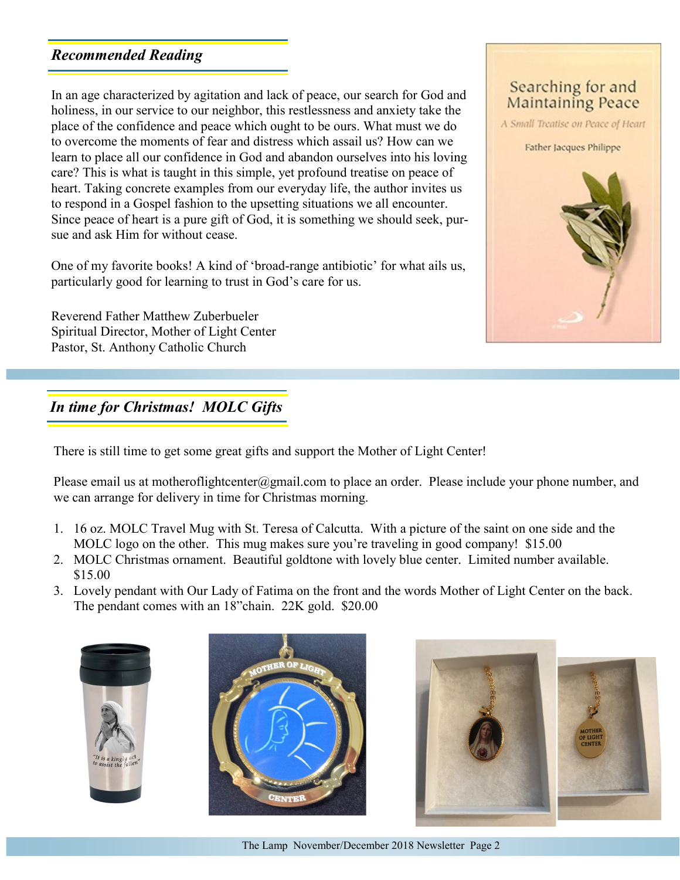## *Recommended Reading*

In an age characterized by agitation and lack of peace, our search for God and holiness, in our service to our neighbor, this restlessness and anxiety take the place of the confidence and peace which ought to be ours. What must we do to overcome the moments of fear and distress which assail us? How can we learn to place all our confidence in God and abandon ourselves into his loving care? This is what is taught in this simple, yet profound treatise on peace of heart. Taking concrete examples from our everyday life, the author invites us to respond in a Gospel fashion to the upsetting situations we all encounter. Since peace of heart is a pure gift of God, it is something we should seek, pursue and ask Him for without cease.

One of my favorite books! A kind of 'broad-range antibiotic' for what ails us, particularly good for learning to trust in God's care for us.

Reverend Father Matthew Zuberbueler
Spiritual Director, Mother of Light Center
Pastor, St. Anthony Catholic Church

## *In time for Christmas! MOLC Gifts*

There is still time to get some great gifts and support the Mother of Light Center!

Please email us at motheroflightcenter@gmail.com to place an order. Please include your phone number, and we can arrange for delivery in time for Christmas morning.

1. 16 oz. MOLC Travel Mug with St. Teresa of Calcutta. With a picture of the saint on one side and the MOLC logo on the other. This mug makes sure you're traveling in good company! $15.00
2. MOLC Christmas ornament. Beautiful goldtone with lovely blue center. Limited number available. $15.00
3. Lovely pendant with Our Lady of Fatima on the front and the words Mother of Light Center on the back. The pendant comes with an 18"chain. 22K gold. $20.00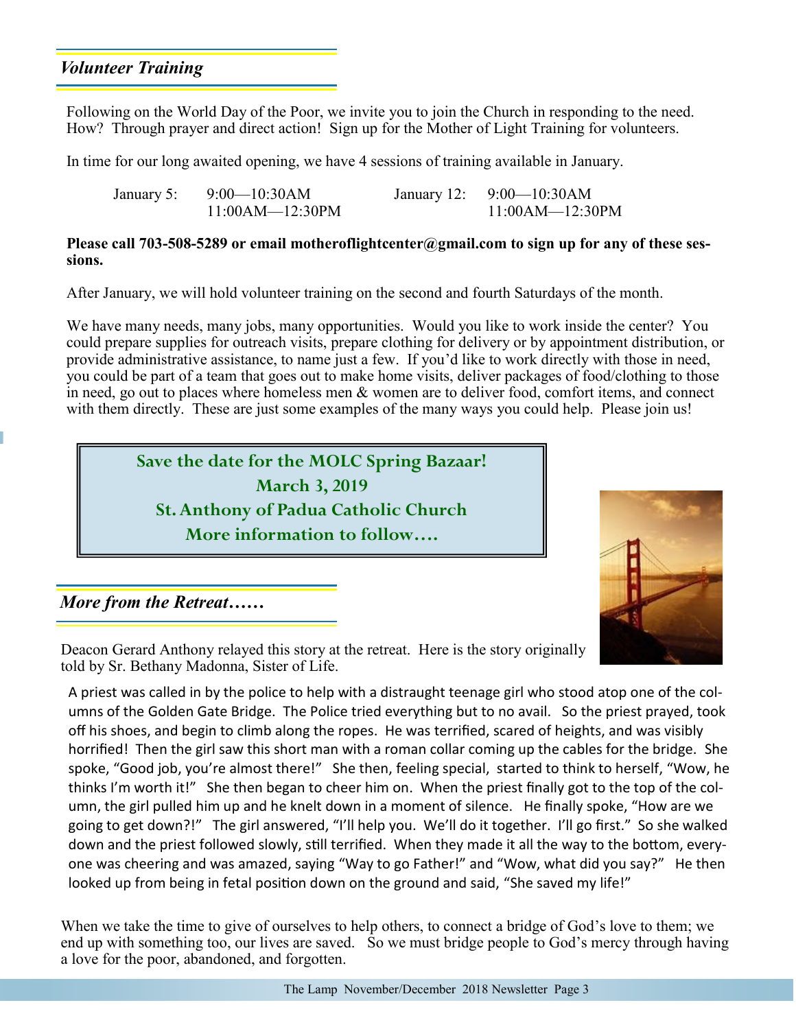## *Volunteer Training*

Following on the World Day of the Poor, we invite you to join the Church in responding to the need. How? Through prayer and direct action! Sign up for the Mother of Light Training for volunteers.

In time for our long awaited opening, we have 4 sessions of training available in January.

| | | | |
|---|---|---|---|
| January 5: | 9:00—10:30AM | January 12: | 9:00—10:30AM |
| | 11:00AM—12:30PM | | 11:00AM—12:30PM |

**Please call 703-508-5289 or email motheroflightcenter@gmail.com to sign up for any of these sessions.**

After January, we will hold volunteer training on the second and fourth Saturdays of the month.

We have many needs, many jobs, many opportunities. Would you like to work inside the center? You could prepare supplies for outreach visits, prepare clothing for delivery or by appointment distribution, or provide administrative assistance, to name just a few. If you'd like to work directly with those in need, you could be part of a team that goes out to make home visits, deliver packages of food/clothing to those in need, go out to places where homeless men & women are to deliver food, comfort items, and connect with them directly. These are just some examples of the many ways you could help. Please join us!

**Save the date for the MOLC Spring Bazaar!**
**March 3, 2019**
**St. Anthony of Padua Catholic Church**
**More information to follow….**

## *More from the Retreat……*

Deacon Gerard Anthony relayed this story at the retreat. Here is the story originally told by Sr. Bethany Madonna, Sister of Life.

A priest was called in by the police to help with a distraught teenage girl who stood atop one of the columns of the Golden Gate Bridge. The Police tried everything but to no avail. So the priest prayed, took off his shoes, and begin to climb along the ropes. He was terrified, scared of heights, and was visibly horrified! Then the girl saw this short man with a roman collar coming up the cables for the bridge. She spoke, "Good job, you're almost there!" She then, feeling special, started to think to herself, "Wow, he thinks I'm worth it!" She then began to cheer him on. When the priest finally got to the top of the column, the girl pulled him up and he knelt down in a moment of silence. He finally spoke, "How are we going to get down?!" The girl answered, "I'll help you. We'll do it together. I'll go first." So she walked down and the priest followed slowly, still terrified. When they made it all the way to the bottom, everyone was cheering and was amazed, saying "Way to go Father!" and "Wow, what did you say?" He then looked up from being in fetal position down on the ground and said, "She saved my life!"

When we take the time to give of ourselves to help others, to connect a bridge of God's love to them; we end up with something too, our lives are saved. So we must bridge people to God's mercy through having a love for the poor, abandoned, and forgotten.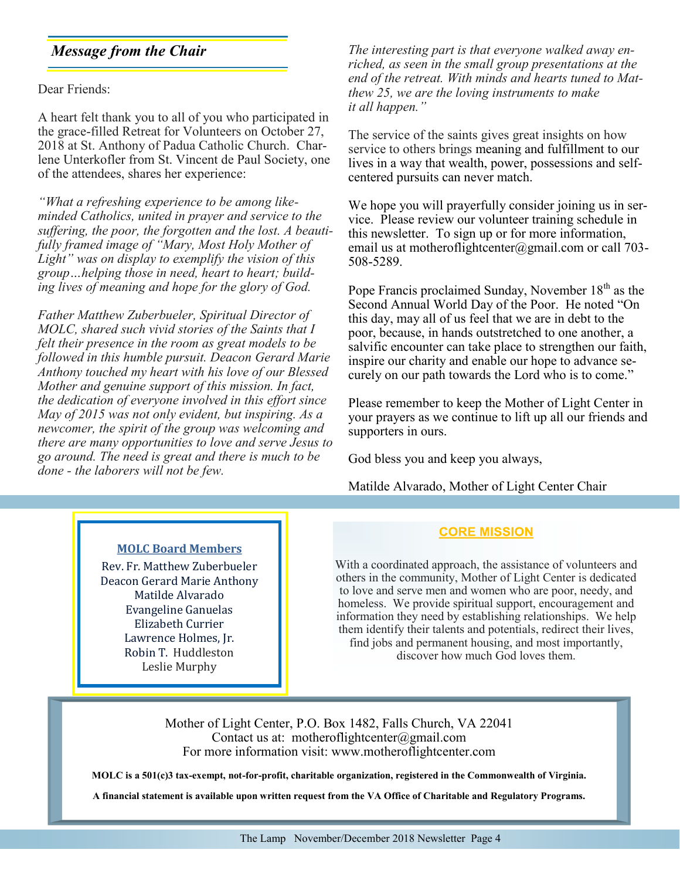## *Message from the Chair*

Dear Friends:

A heart felt thank you to all of you who participated in the grace-filled Retreat for Volunteers on October 27, 2018 at St. Anthony of Padua Catholic Church. Charlene Unterkofler from St. Vincent de Paul Society, one of the attendees, shares her experience:

*"What a refreshing experience to be among like-minded Catholics, united in prayer and service to the suffering, the poor, the forgotten and the lost. A beautifully framed image of "Mary, Most Holy Mother of Light" was on display to exemplify the vision of this group…helping those in need, heart to heart; building lives of meaning and hope for the glory of God.*

*Father Matthew Zuberbueler, Spiritual Director of MOLC, shared such vivid stories of the Saints that I felt their presence in the room as great models to be followed in this humble pursuit. Deacon Gerard Marie Anthony touched my heart with his love of our Blessed Mother and genuine support of this mission. In fact, the dedication of everyone involved in this effort since May of 2015 was not only evident, but inspiring. As a newcomer, the spirit of the group was welcoming and there are many opportunities to love and serve Jesus to go around. The need is great and there is much to be done - the laborers will not be few.*

*The interesting part is that everyone walked away enriched, as seen in the small group presentations at the end of the retreat. With minds and hearts tuned to Matthew 25, we are the loving instruments to make it all happen."*

The service of the saints gives great insights on how service to others brings meaning and fulfillment to our lives in a way that wealth, power, possessions and self-centered pursuits can never match.

We hope you will prayerfully consider joining us in service. Please review our volunteer training schedule in this newsletter. To sign up or for more information, email us at motheroflightcenter@gmail.com or call 703-508-5289.

Pope Francis proclaimed Sunday, November 18th as the Second Annual World Day of the Poor. He noted "On this day, may all of us feel that we are in debt to the poor, because, in hands outstretched to one another, a salvific encounter can take place to strengthen our faith, inspire our charity and enable our hope to advance securely on our path towards the Lord who is to come."

Please remember to keep the Mother of Light Center in your prayers as we continue to lift up all our friends and supporters in ours.

God bless you and keep you always,

Matilde Alvarado, Mother of Light Center Chair

**MOLC Board Members**

Rev. Fr. Matthew Zuberbueler
Deacon Gerard Marie Anthony
Matilde Alvarado
Evangeline Ganuelas
Elizabeth Currier
Lawrence Holmes, Jr.
Robin T. Huddleston
Leslie Murphy

**CORE MISSION**

With a coordinated approach, the assistance of volunteers and others in the community, Mother of Light Center is dedicated to love and serve men and women who are poor, needy, and homeless. We provide spiritual support, encouragement and information they need by establishing relationships. We help them identify their talents and potentials, redirect their lives, find jobs and permanent housing, and most importantly, discover how much God loves them.

Mother of Light Center, P.O. Box 1482, Falls Church, VA 22041
Contact us at: motheroflightcenter@gmail.com
For more information visit: www.motheroflightcenter.com

**MOLC is a 501(c)3 tax-exempt, not-for-profit, charitable organization, registered in the Commonwealth of Virginia.**

**A financial statement is available upon written request from the VA Office of Charitable and Regulatory Programs.**